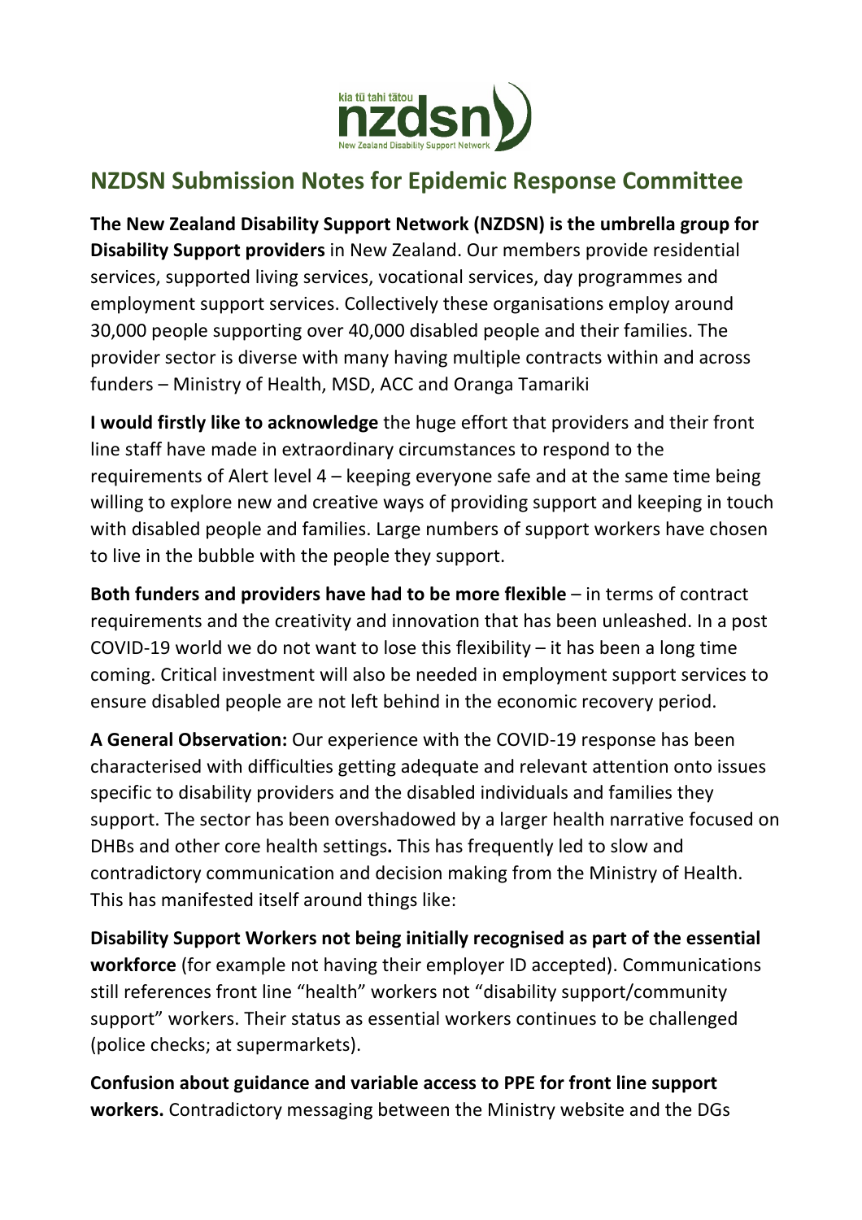# NZDSN Submission Notes for Epidemic Response Committee

**The New Zealand Disability Support Network (NZDSN) is the umbrella group for Disability Support providers** in New Zealand. Our members provide residential services, supported living services, vocational services, day programmes and employment support services. Collectively these organisations employ around 30,000 people supporting over 40,000 disabled people and their families. The provider sector is diverse with many having multiple contracts within and across funders – Ministry of Health, MSD, ACC and Oranga Tamariki

**I would firstly like to acknowledge** the huge effort that providers and their front line staff have made in extraordinary circumstances to respond to the requirements of Alert level 4 – keeping everyone safe and at the same time being willing to explore new and creative ways of providing support and keeping in touch with disabled people and families. Large numbers of support workers have chosen to live in the bubble with the people they support.

**Both funders and providers have had to be more flexible** – in terms of contract requirements and the creativity and innovation that has been unleashed. In a post COVID-19 world we do not want to lose this flexibility – it has been a long time coming. Critical investment will also be needed in employment support services to ensure disabled people are not left behind in the economic recovery period.

**A General Observation:** Our experience with the COVID-19 response has been characterised with difficulties getting adequate and relevant attention onto issues specific to disability providers and the disabled individuals and families they support. The sector has been overshadowed by a larger health narrative focused on DHBs and other core health settings**.** This has frequently led to slow and contradictory communication and decision making from the Ministry of Health. This has manifested itself around things like:

**Disability Support Workers not being initially recognised as part of the essential workforce** (for example not having their employer ID accepted). Communications still references front line "health" workers not "disability support/community support" workers. Their status as essential workers continues to be challenged (police checks; at supermarkets).

**Confusion about guidance and variable access to PPE for front line support workers.** Contradictory messaging between the Ministry website and the DGs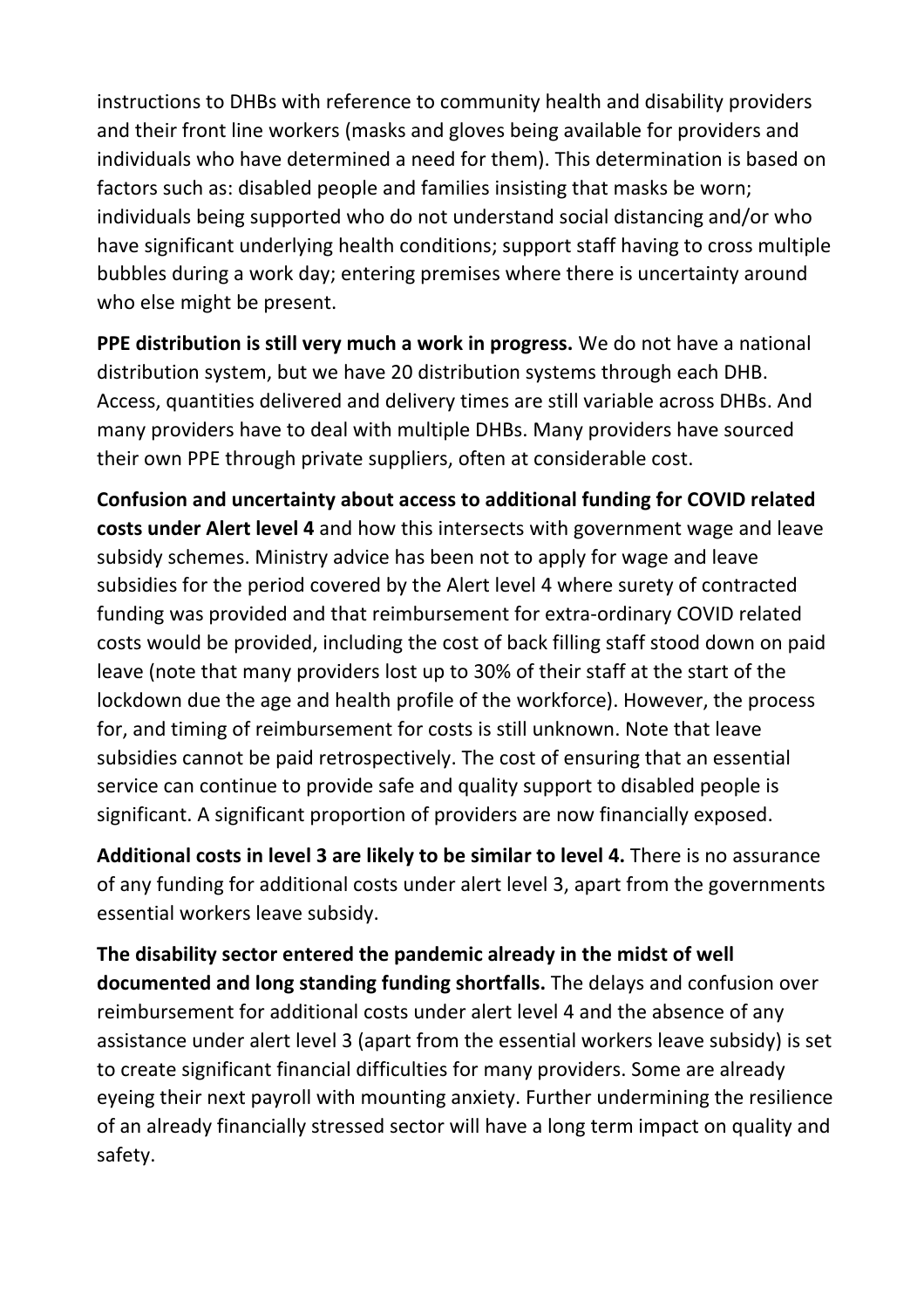instructions to DHBs with reference to community health and disability providers and their front line workers (masks and gloves being available for providers and individuals who have determined a need for them). This determination is based on factors such as: disabled people and families insisting that masks be worn; individuals being supported who do not understand social distancing and/or who have significant underlying health conditions; support staff having to cross multiple bubbles during a work day; entering premises where there is uncertainty around who else might be present.

**PPE distribution is still very much a work in progress.** We do not have a national distribution system, but we have 20 distribution systems through each DHB. Access, quantities delivered and delivery times are still variable across DHBs. And many providers have to deal with multiple DHBs. Many providers have sourced their own PPE through private suppliers, often at considerable cost.

**Confusion and uncertainty about access to additional funding for COVID related costs under Alert level 4** and how this intersects with government wage and leave subsidy schemes. Ministry advice has been not to apply for wage and leave subsidies for the period covered by the Alert level 4 where surety of contracted funding was provided and that reimbursement for extra-ordinary COVID related costs would be provided, including the cost of back filling staff stood down on paid leave (note that many providers lost up to 30% of their staff at the start of the lockdown due the age and health profile of the workforce). However, the process for, and timing of reimbursement for costs is still unknown. Note that leave subsidies cannot be paid retrospectively. The cost of ensuring that an essential service can continue to provide safe and quality support to disabled people is significant. A significant proportion of providers are now financially exposed.

**Additional costs in level 3 are likely to be similar to level 4.** There is no assurance of any funding for additional costs under alert level 3, apart from the governments essential workers leave subsidy.

**The disability sector entered the pandemic already in the midst of well documented and long standing funding shortfalls.** The delays and confusion over reimbursement for additional costs under alert level 4 and the absence of any assistance under alert level 3 (apart from the essential workers leave subsidy) is set to create significant financial difficulties for many providers. Some are already eyeing their next payroll with mounting anxiety. Further undermining the resilience of an already financially stressed sector will have a long term impact on quality and safety.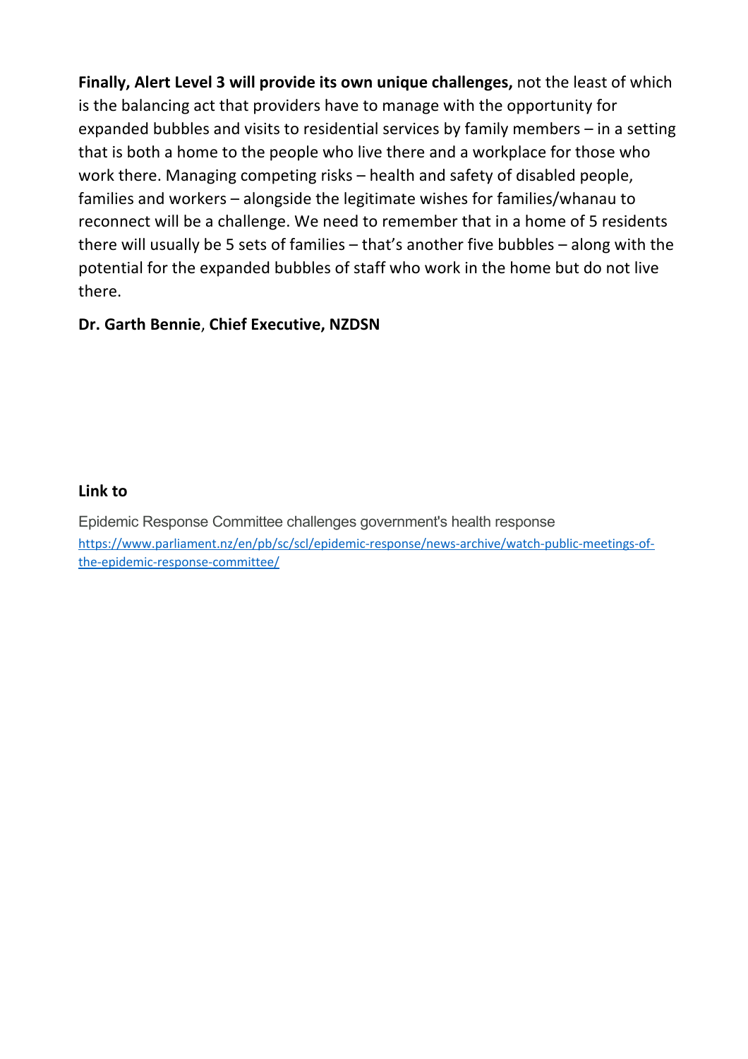**Finally, Alert Level 3 will provide its own unique challenges,** not the least of which is the balancing act that providers have to manage with the opportunity for expanded bubbles and visits to residential services by family members – in a setting that is both a home to the people who live there and a workplace for those who work there. Managing competing risks – health and safety of disabled people, families and workers – alongside the legitimate wishes for families/whanau to reconnect will be a challenge. We need to remember that in a home of 5 residents there will usually be 5 sets of families – that's another five bubbles – along with the potential for the expanded bubbles of staff who work in the home but do not live there.

**Dr. Garth Bennie**, **Chief Executive, NZDSN**

**Link to**

Epidemic Response Committee challenges government's health response
https://www.parliament.nz/en/pb/sc/scl/epidemic-response/news-archive/watch-public-meetings-of-the-epidemic-response-committee/